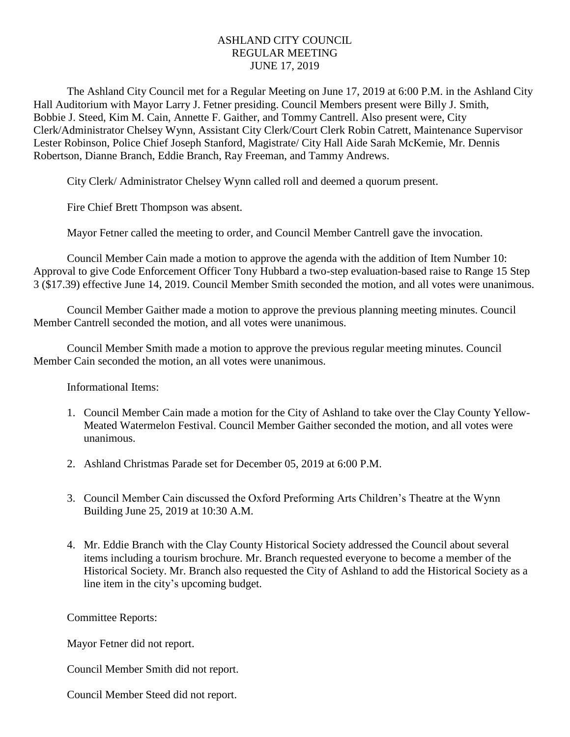ASHLAND CITY COUNCIL
REGULAR MEETING
JUNE 17, 2019

The Ashland City Council met for a Regular Meeting on June 17, 2019 at 6:00 P.M. in the Ashland City Hall Auditorium with Mayor Larry J. Fetner presiding. Council Members present were Billy J. Smith, Bobbie J. Steed, Kim M. Cain, Annette F. Gaither, and Tommy Cantrell. Also present were, City Clerk/Administrator Chelsey Wynn, Assistant City Clerk/Court Clerk Robin Catrett, Maintenance Supervisor Lester Robinson, Police Chief Joseph Stanford, Magistrate/ City Hall Aide Sarah McKemie, Mr. Dennis Robertson, Dianne Branch, Eddie Branch, Ray Freeman, and Tammy Andrews.

City Clerk/ Administrator Chelsey Wynn called roll and deemed a quorum present.

Fire Chief Brett Thompson was absent.

Mayor Fetner called the meeting to order, and Council Member Cantrell gave the invocation.

Council Member Cain made a motion to approve the agenda with the addition of Item Number 10: Approval to give Code Enforcement Officer Tony Hubbard a two-step evaluation-based raise to Range 15 Step 3 ($17.39) effective June 14, 2019. Council Member Smith seconded the motion, and all votes were unanimous.

Council Member Gaither made a motion to approve the previous planning meeting minutes. Council Member Cantrell seconded the motion, and all votes were unanimous.

Council Member Smith made a motion to approve the previous regular meeting minutes. Council Member Cain seconded the motion, an all votes were unanimous.

Informational Items:

1. Council Member Cain made a motion for the City of Ashland to take over the Clay County Yellow-Meated Watermelon Festival. Council Member Gaither seconded the motion, and all votes were unanimous.

2. Ashland Christmas Parade set for December 05, 2019 at 6:00 P.M.

3. Council Member Cain discussed the Oxford Preforming Arts Children's Theatre at the Wynn Building June 25, 2019 at 10:30 A.M.

4. Mr. Eddie Branch with the Clay County Historical Society addressed the Council about several items including a tourism brochure. Mr. Branch requested everyone to become a member of the Historical Society. Mr. Branch also requested the City of Ashland to add the Historical Society as a line item in the city's upcoming budget.

Committee Reports:

Mayor Fetner did not report.

Council Member Smith did not report.

Council Member Steed did not report.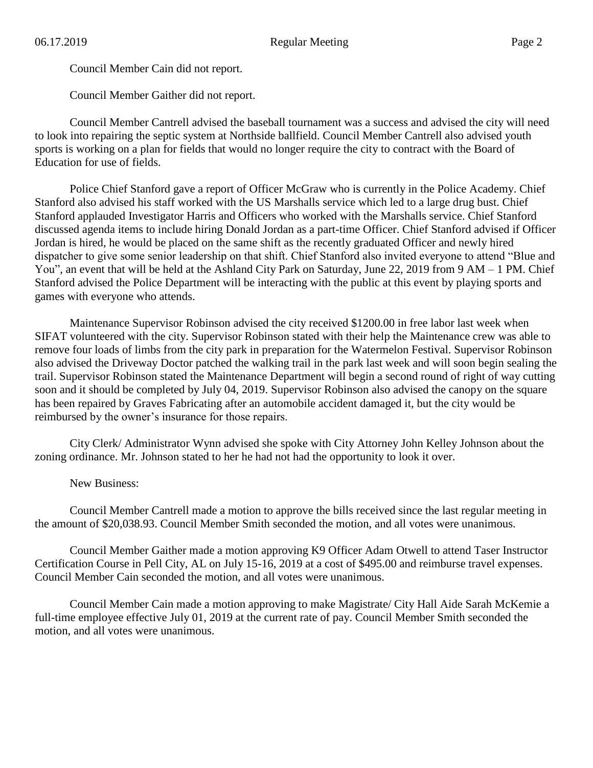Council Member Cain did not report.

Council Member Gaither did not report.

Council Member Cantrell advised the baseball tournament was a success and advised the city will need to look into repairing the septic system at Northside ballfield. Council Member Cantrell also advised youth sports is working on a plan for fields that would no longer require the city to contract with the Board of Education for use of fields.

Police Chief Stanford gave a report of Officer McGraw who is currently in the Police Academy. Chief Stanford also advised his staff worked with the US Marshalls service which led to a large drug bust. Chief Stanford applauded Investigator Harris and Officers who worked with the Marshalls service. Chief Stanford discussed agenda items to include hiring Donald Jordan as a part-time Officer. Chief Stanford advised if Officer Jordan is hired, he would be placed on the same shift as the recently graduated Officer and newly hired dispatcher to give some senior leadership on that shift. Chief Stanford also invited everyone to attend "Blue and You", an event that will be held at the Ashland City Park on Saturday, June 22, 2019 from 9 AM – 1 PM. Chief Stanford advised the Police Department will be interacting with the public at this event by playing sports and games with everyone who attends.

Maintenance Supervisor Robinson advised the city received $1200.00 in free labor last week when SIFAT volunteered with the city. Supervisor Robinson stated with their help the Maintenance crew was able to remove four loads of limbs from the city park in preparation for the Watermelon Festival. Supervisor Robinson also advised the Driveway Doctor patched the walking trail in the park last week and will soon begin sealing the trail. Supervisor Robinson stated the Maintenance Department will begin a second round of right of way cutting soon and it should be completed by July 04, 2019. Supervisor Robinson also advised the canopy on the square has been repaired by Graves Fabricating after an automobile accident damaged it, but the city would be reimbursed by the owner's insurance for those repairs.

City Clerk/ Administrator Wynn advised she spoke with City Attorney John Kelley Johnson about the zoning ordinance. Mr. Johnson stated to her he had not had the opportunity to look it over.

New Business:

Council Member Cantrell made a motion to approve the bills received since the last regular meeting in the amount of $20,038.93. Council Member Smith seconded the motion, and all votes were unanimous.

Council Member Gaither made a motion approving K9 Officer Adam Otwell to attend Taser Instructor Certification Course in Pell City, AL on July 15-16, 2019 at a cost of $495.00 and reimburse travel expenses. Council Member Cain seconded the motion, and all votes were unanimous.

Council Member Cain made a motion approving to make Magistrate/ City Hall Aide Sarah McKemie a full-time employee effective July 01, 2019 at the current rate of pay. Council Member Smith seconded the motion, and all votes were unanimous.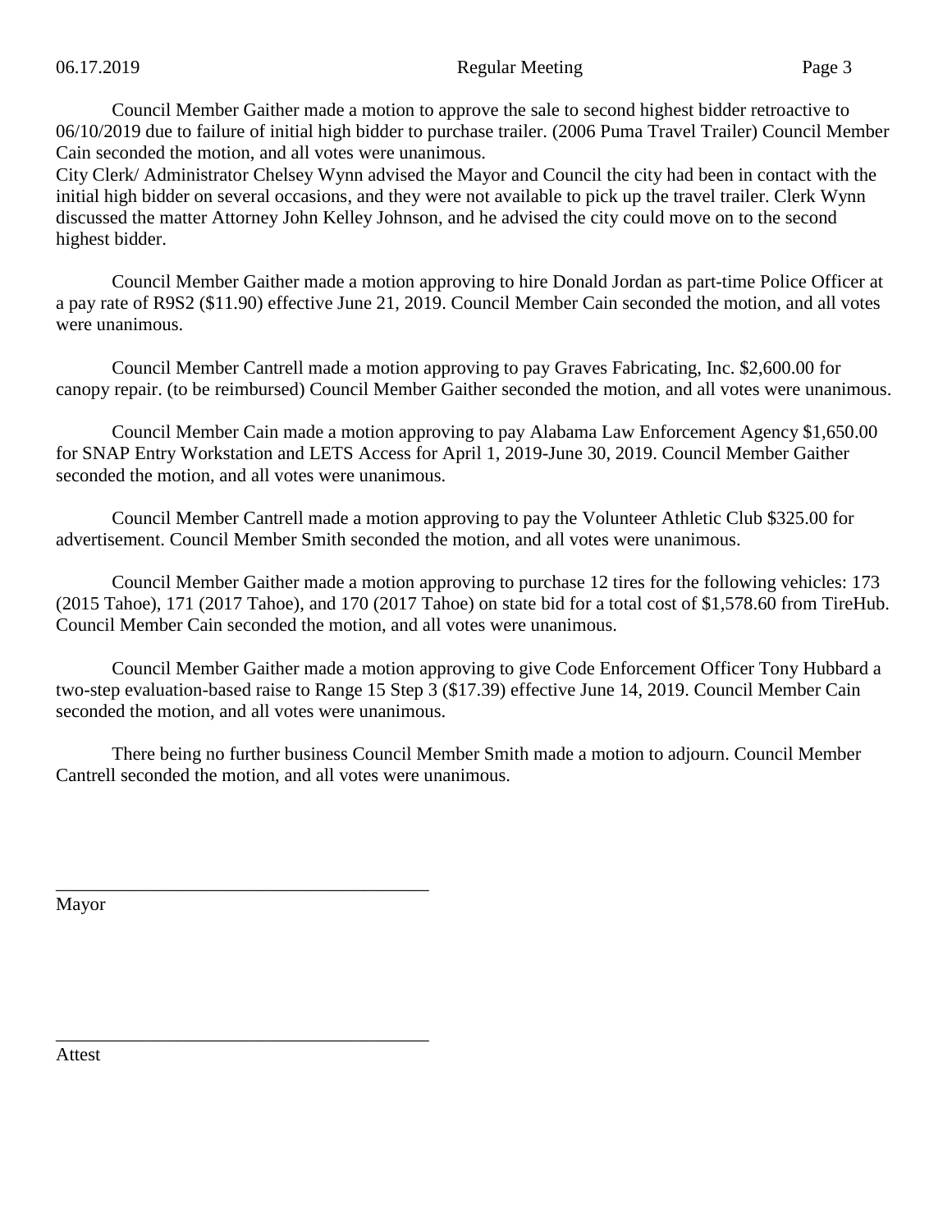Council Member Gaither made a motion to approve the sale to second highest bidder retroactive to 06/10/2019 due to failure of initial high bidder to purchase trailer. (2006 Puma Travel Trailer) Council Member Cain seconded the motion, and all votes were unanimous.
City Clerk/ Administrator Chelsey Wynn advised the Mayor and Council the city had been in contact with the initial high bidder on several occasions, and they were not available to pick up the travel trailer. Clerk Wynn discussed the matter Attorney John Kelley Johnson, and he advised the city could move on to the second highest bidder.

Council Member Gaither made a motion approving to hire Donald Jordan as part-time Police Officer at a pay rate of R9S2 ($11.90) effective June 21, 2019. Council Member Cain seconded the motion, and all votes were unanimous.

Council Member Cantrell made a motion approving to pay Graves Fabricating, Inc. $2,600.00 for canopy repair. (to be reimbursed) Council Member Gaither seconded the motion, and all votes were unanimous.

Council Member Cain made a motion approving to pay Alabama Law Enforcement Agency $1,650.00 for SNAP Entry Workstation and LETS Access for April 1, 2019-June 30, 2019. Council Member Gaither seconded the motion, and all votes were unanimous.

Council Member Cantrell made a motion approving to pay the Volunteer Athletic Club $325.00 for advertisement. Council Member Smith seconded the motion, and all votes were unanimous.

Council Member Gaither made a motion approving to purchase 12 tires for the following vehicles: 173 (2015 Tahoe), 171 (2017 Tahoe), and 170 (2017 Tahoe) on state bid for a total cost of $1,578.60 from TireHub. Council Member Cain seconded the motion, and all votes were unanimous.

Council Member Gaither made a motion approving to give Code Enforcement Officer Tony Hubbard a two-step evaluation-based raise to Range 15 Step 3 ($17.39) effective June 14, 2019. Council Member Cain seconded the motion, and all votes were unanimous.

There being no further business Council Member Smith made a motion to adjourn. Council Member Cantrell seconded the motion, and all votes were unanimous.

\_\_\_\_\_\_\_\_\_\_\_\_\_\_\_\_\_\_\_\_\_\_\_\_\_\_\_\_\_\_\_\_\_\_\_\_\_\_\_\_
Mayor

\_\_\_\_\_\_\_\_\_\_\_\_\_\_\_\_\_\_\_\_\_\_\_\_\_\_\_\_\_\_\_\_\_\_\_\_\_\_\_\_
Attest